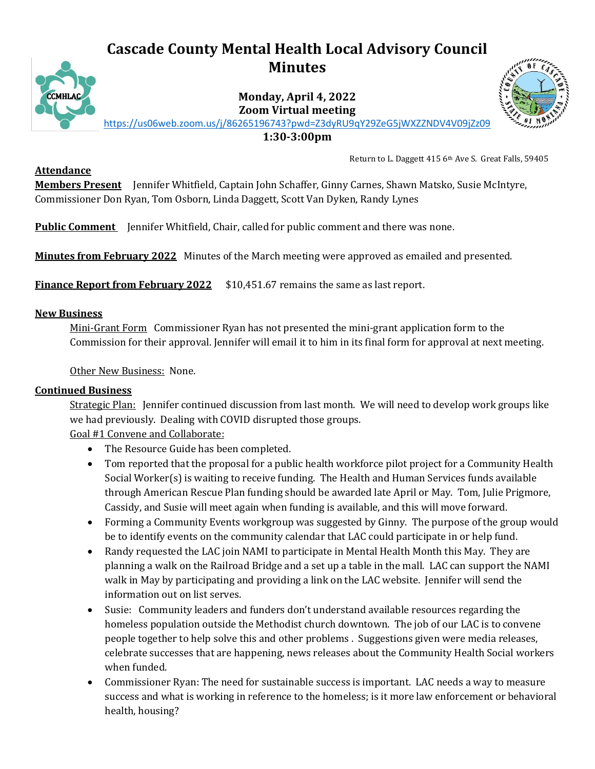# Cascade County Mental Health Local Advisory Council Minutes

**Monday, April 4, 2022**
**Zoom Virtual meeting**
https://us06web.zoom.us/j/86265196743?pwd=Z3dyRU9qY29ZeG5jWXZZNDV4V09jZz09
**1:30-3:00pm**

Return to L. Daggett 415 6th Ave S. Great Falls, 59405

**Attendance**

**Members Present** Jennifer Whitfield, Captain John Schaffer, Ginny Carnes, Shawn Matsko, Susie McIntyre, Commissioner Don Ryan, Tom Osborn, Linda Daggett, Scott Van Dyken, Randy Lynes

**Public Comment** Jennifer Whitfield, Chair, called for public comment and there was none.

**Minutes from February 2022** Minutes of the March meeting were approved as emailed and presented.

**Finance Report from February 2022** $10,451.67 remains the same as last report.

**New Business**

Mini-Grant Form Commissioner Ryan has not presented the mini-grant application form to the Commission for their approval. Jennifer will email it to him in its final form for approval at next meeting.

Other New Business: None.

**Continued Business**

Strategic Plan: Jennifer continued discussion from last month. We will need to develop work groups like we had previously. Dealing with COVID disrupted those groups.

Goal #1 Convene and Collaborate:

- The Resource Guide has been completed.
- Tom reported that the proposal for a public health workforce pilot project for a Community Health Social Worker(s) is waiting to receive funding. The Health and Human Services funds available through American Rescue Plan funding should be awarded late April or May. Tom, Julie Prigmore, Cassidy, and Susie will meet again when funding is available, and this will move forward.
- Forming a Community Events workgroup was suggested by Ginny. The purpose of the group would be to identify events on the community calendar that LAC could participate in or help fund.
- Randy requested the LAC join NAMI to participate in Mental Health Month this May. They are planning a walk on the Railroad Bridge and a set up a table in the mall. LAC can support the NAMI walk in May by participating and providing a link on the LAC website. Jennifer will send the information out on list serves.
- Susie: Community leaders and funders don't understand available resources regarding the homeless population outside the Methodist church downtown. The job of our LAC is to convene people together to help solve this and other problems . Suggestions given were media releases, celebrate successes that are happening, news releases about the Community Health Social workers when funded.
- Commissioner Ryan: The need for sustainable success is important. LAC needs a way to measure success and what is working in reference to the homeless; is it more law enforcement or behavioral health, housing?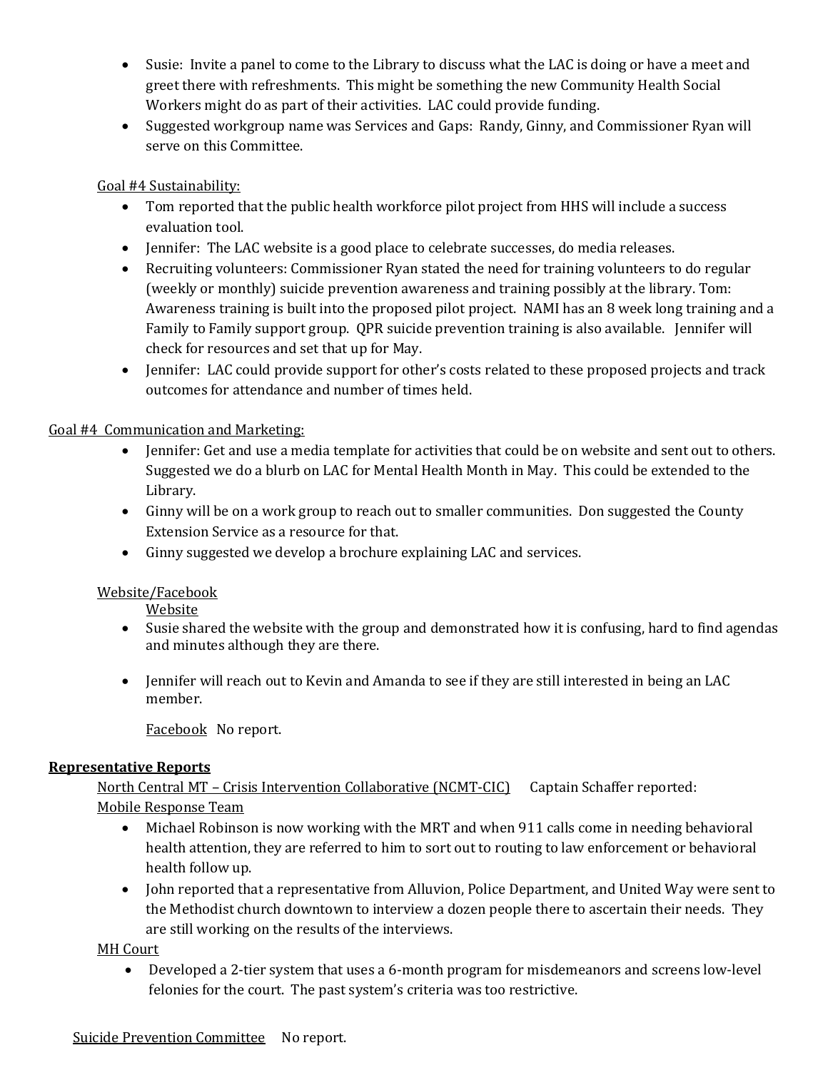- Susie: Invite a panel to come to the Library to discuss what the LAC is doing or have a meet and greet there with refreshments. This might be something the new Community Health Social Workers might do as part of their activities. LAC could provide funding.
- Suggested workgroup name was Services and Gaps: Randy, Ginny, and Commissioner Ryan will serve on this Committee.

Goal #4 Sustainability:

- Tom reported that the public health workforce pilot project from HHS will include a success evaluation tool.
- Jennifer: The LAC website is a good place to celebrate successes, do media releases.
- Recruiting volunteers: Commissioner Ryan stated the need for training volunteers to do regular (weekly or monthly) suicide prevention awareness and training possibly at the library. Tom: Awareness training is built into the proposed pilot project. NAMI has an 8 week long training and a Family to Family support group. QPR suicide prevention training is also available. Jennifer will check for resources and set that up for May.
- Jennifer: LAC could provide support for other's costs related to these proposed projects and track outcomes for attendance and number of times held.

Goal #4 Communication and Marketing:

- Jennifer: Get and use a media template for activities that could be on website and sent out to others. Suggested we do a blurb on LAC for Mental Health Month in May. This could be extended to the Library.
- Ginny will be on a work group to reach out to smaller communities. Don suggested the County Extension Service as a resource for that.
- Ginny suggested we develop a brochure explaining LAC and services.

Website/Facebook

Website

- Susie shared the website with the group and demonstrated how it is confusing, hard to find agendas and minutes although they are there.
- Jennifer will reach out to Kevin and Amanda to see if they are still interested in being an LAC member.

Facebook No report.

**Representative Reports**

North Central MT – Crisis Intervention Collaborative (NCMT-CIC) Captain Schaffer reported:

Mobile Response Team

- Michael Robinson is now working with the MRT and when 911 calls come in needing behavioral health attention, they are referred to him to sort out to routing to law enforcement or behavioral health follow up.
- John reported that a representative from Alluvion, Police Department, and United Way were sent to the Methodist church downtown to interview a dozen people there to ascertain their needs. They are still working on the results of the interviews.

MH Court

- Developed a 2-tier system that uses a 6-month program for misdemeanors and screens low-level felonies for the court. The past system's criteria was too restrictive.

Suicide Prevention Committee No report.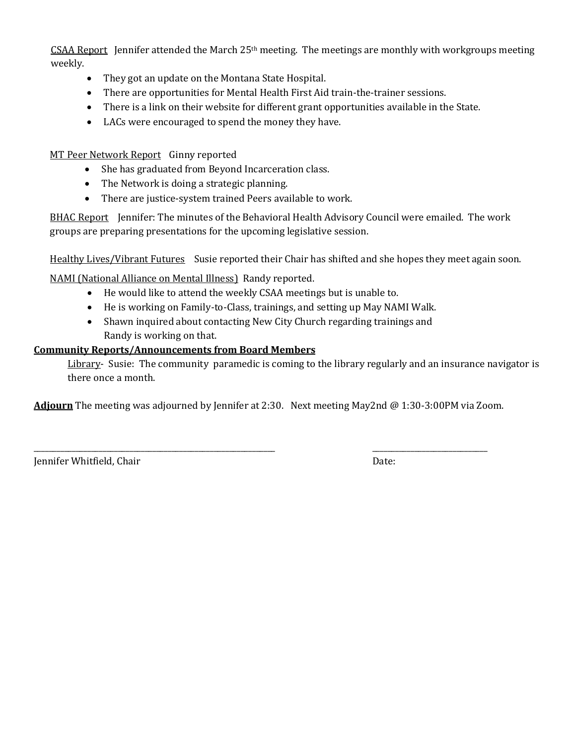CSAA Report Jennifer attended the March 25th meeting. The meetings are monthly with workgroups meeting weekly.

- They got an update on the Montana State Hospital.
- There are opportunities for Mental Health First Aid train-the-trainer sessions.
- There is a link on their website for different grant opportunities available in the State.
- LACs were encouraged to spend the money they have.

MT Peer Network Report Ginny reported

- She has graduated from Beyond Incarceration class.
- The Network is doing a strategic planning.
- There are justice-system trained Peers available to work.

BHAC Report Jennifer: The minutes of the Behavioral Health Advisory Council were emailed. The work groups are preparing presentations for the upcoming legislative session.

Healthy Lives/Vibrant Futures Susie reported their Chair has shifted and she hopes they meet again soon.

NAMI (National Alliance on Mental Illness) Randy reported.

- He would like to attend the weekly CSAA meetings but is unable to.
- He is working on Family-to-Class, trainings, and setting up May NAMI Walk.
- Shawn inquired about contacting New City Church regarding trainings and Randy is working on that.

**Community Reports/Announcements from Board Members**

Library- Susie: The community paramedic is coming to the library regularly and an insurance navigator is there once a month.

**Adjourn** The meeting was adjourned by Jennifer at 2:30. Next meeting May2nd @ 1:30-3:00PM via Zoom.

\_\_\_\_\_\_\_\_\_\_\_\_\_\_\_\_\_\_\_\_\_\_\_\_\_\_\_\_\_\_\_\_\_\_\_\_\_\_\_\_ \_\_\_\_\_\_\_\_\_\_\_\_\_\_\_\_\_\_\_\_\_\_\_\_

Jennifer Whitfield, Chair Date: